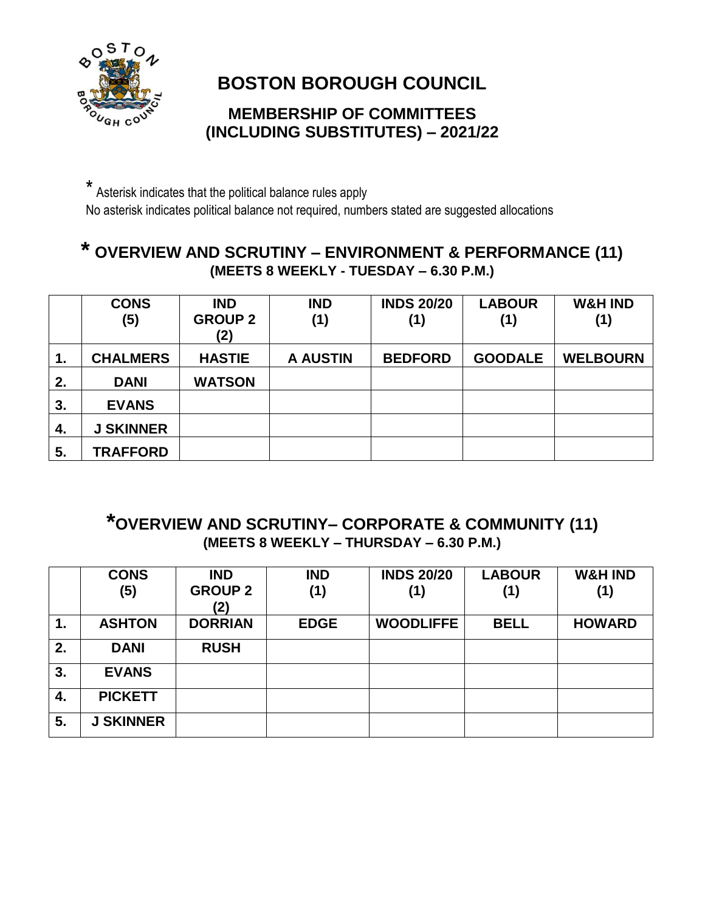# BOSTON BOROUGH COUNCIL

## MEMBERSHIP OF COMMITTEES (INCLUDING SUBSTITUTES) – 2021/22

* Asterisk indicates that the political balance rules apply

No asterisk indicates political balance not required, numbers stated are suggested allocations

## * OVERVIEW AND SCRUTINY – ENVIRONMENT & PERFORMANCE (11)

**(MEETS 8 WEEKLY - TUESDAY – 6.30 P.M.)**

| | CONS (5) | IND GROUP 2 (2) | IND (1) | INDS 20/20 (1) | LABOUR (1) | W&H IND (1) |
|---|---|---|---|---|---|---|
| 1. | CHALMERS | HASTIE | A AUSTIN | BEDFORD | GOODALE | WELBOURN |
| 2. | DANI | WATSON | | | | |
| 3. | EVANS | | | | | |
| 4. | J SKINNER | | | | | |
| 5. | TRAFFORD | | | | | |

## *OVERVIEW AND SCRUTINY– CORPORATE & COMMUNITY (11)

**(MEETS 8 WEEKLY – THURSDAY – 6.30 P.M.)**

| | CONS (5) | IND GROUP 2 (2) | IND (1) | INDS 20/20 (1) | LABOUR (1) | W&H IND (1) |
|---|---|---|---|---|---|---|
| 1. | ASHTON | DORRIAN | EDGE | WOODLIFFE | BELL | HOWARD |
| 2. | DANI | RUSH | | | | |
| 3. | EVANS | | | | | |
| 4. | PICKETT | | | | | |
| 5. | J SKINNER | | | | | |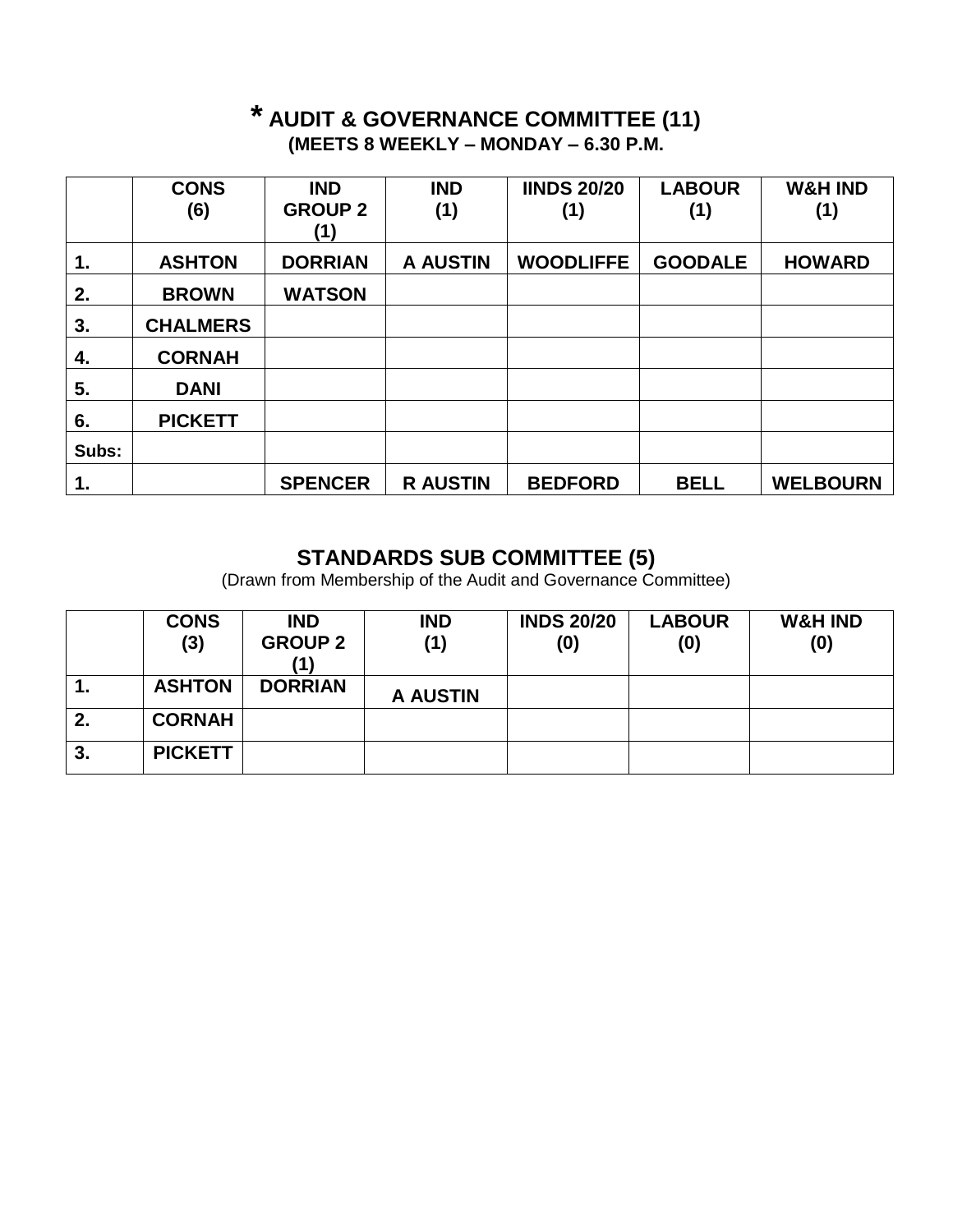## * AUDIT & GOVERNANCE COMMITTEE (11)

**(MEETS 8 WEEKLY – MONDAY – 6.30 P.M.**

| | CONS (6) | IND GROUP 2 (1) | IND (1) | IINDS 20/20 (1) | LABOUR (1) | W&H IND (1) |
|---|---|---|---|---|---|---|
| 1. | ASHTON | DORRIAN | A AUSTIN | WOODLIFFE | GOODALE | HOWARD |
| 2. | BROWN | WATSON | | | | |
| 3. | CHALMERS | | | | | |
| 4. | CORNAH | | | | | |
| 5. | DANI | | | | | |
| 6. | PICKETT | | | | | |
| Subs: | | | | | | |
| 1. | | SPENCER | R AUSTIN | BEDFORD | BELL | WELBOURN |

## STANDARDS SUB COMMITTEE (5)

(Drawn from Membership of the Audit and Governance Committee)

| | CONS (3) | IND GROUP 2 (1) | IND (1) | INDS 20/20 (0) | LABOUR (0) | W&H IND (0) |
|---|---|---|---|---|---|---|
| 1. | ASHTON | DORRIAN | A AUSTIN | | | |
| 2. | CORNAH | | | | | |
| 3. | PICKETT | | | | | |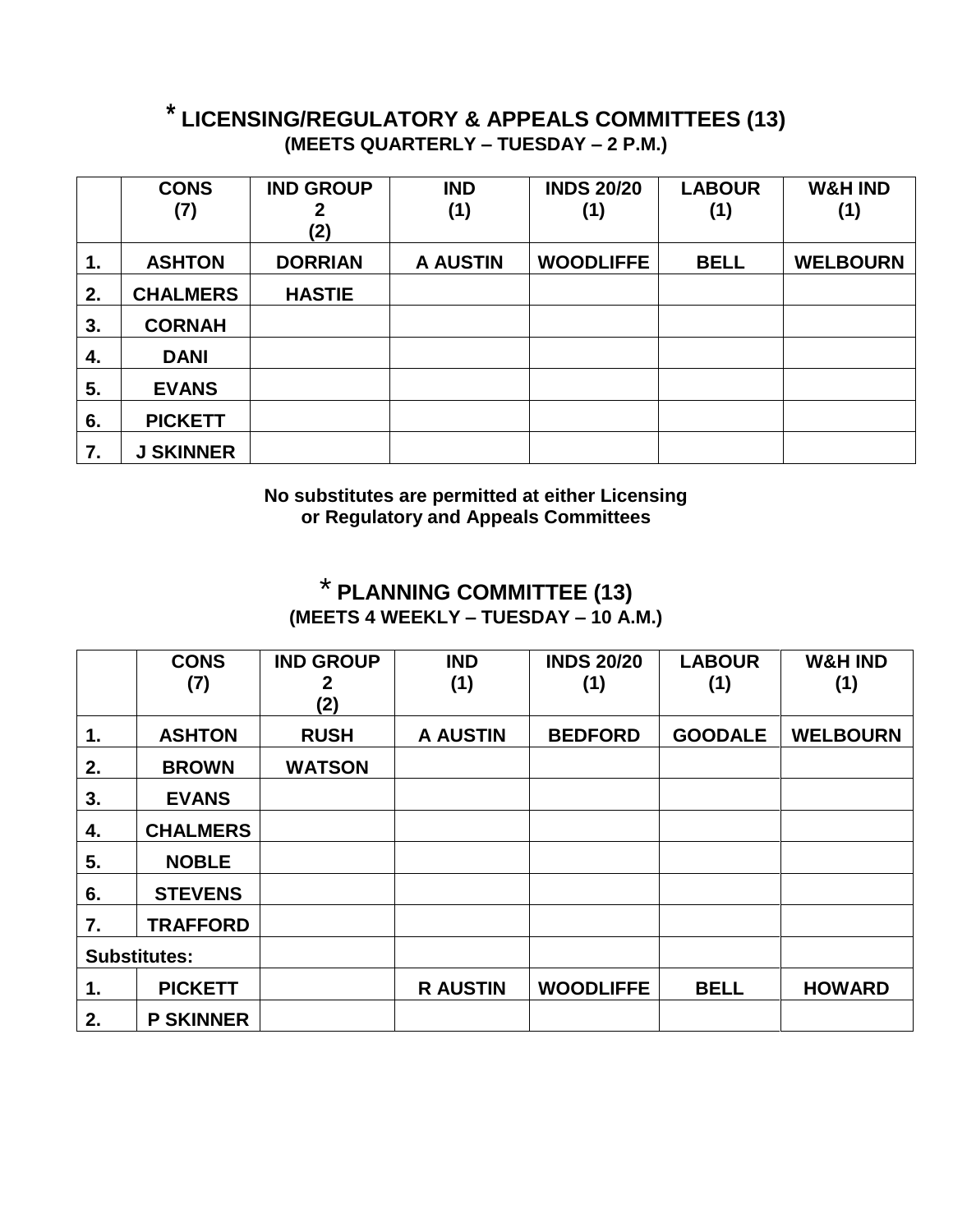## * LICENSING/REGULATORY & APPEALS COMMITTEES (13)

**(MEETS QUARTERLY – TUESDAY – 2 P.M.)**

| | CONS (7) | IND GROUP 2 (2) | IND (1) | INDS 20/20 (1) | LABOUR (1) | W&H IND (1) |
|---|---|---|---|---|---|---|
| 1. | ASHTON | DORRIAN | A AUSTIN | WOODLIFFE | BELL | WELBOURN |
| 2. | CHALMERS | HASTIE | | | | |
| 3. | CORNAH | | | | | |
| 4. | DANI | | | | | |
| 5. | EVANS | | | | | |
| 6. | PICKETT | | | | | |
| 7. | J SKINNER | | | | | |

**No substitutes are permitted at either Licensing or Regulatory and Appeals Committees**

## * PLANNING COMMITTEE (13)

**(MEETS 4 WEEKLY – TUESDAY – 10 A.M.)**

| | CONS (7) | IND GROUP 2 (2) | IND (1) | INDS 20/20 (1) | LABOUR (1) | W&H IND (1) |
|---|---|---|---|---|---|---|
| 1. | ASHTON | RUSH | A AUSTIN | BEDFORD | GOODALE | WELBOURN |
| 2. | BROWN | WATSON | | | | |
| 3. | EVANS | | | | | |
| 4. | CHALMERS | | | | | |
| 5. | NOBLE | | | | | |
| 6. | STEVENS | | | | | |
| 7. | TRAFFORD | | | | | |
| **Substitutes:** | | | | | | |
| 1. | PICKETT | | R AUSTIN | WOODLIFFE | BELL | HOWARD |
| 2. | P SKINNER | | | | | |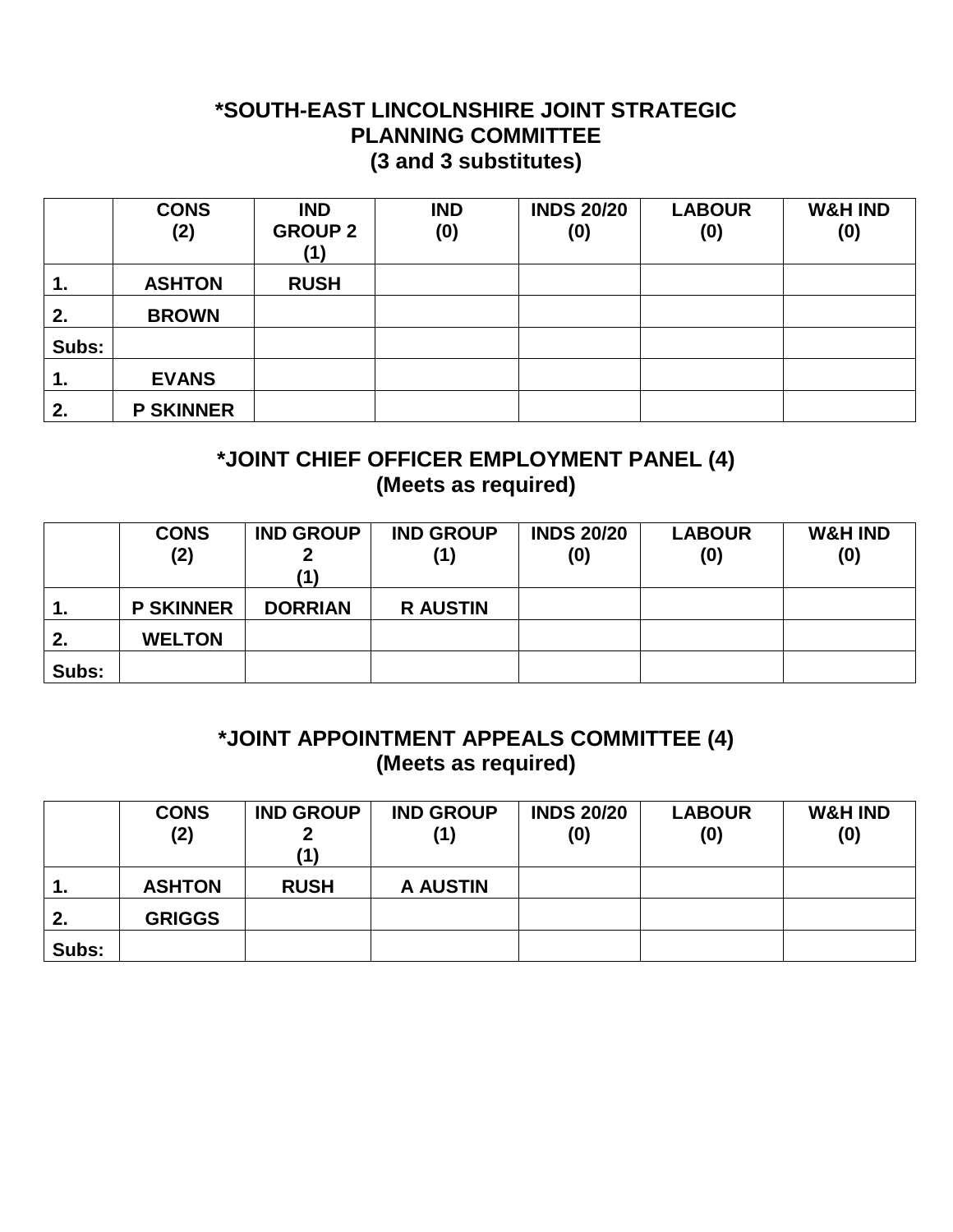## *SOUTH-EAST LINCOLNSHIRE JOINT STRATEGIC PLANNING COMMITTEE
## (3 and 3 substitutes)

| | CONS (2) | IND GROUP 2 (1) | IND (0) | INDS 20/20 (0) | LABOUR (0) | W&H IND (0) |
|---|---|---|---|---|---|---|
| 1. | ASHTON | RUSH | | | | |
| 2. | BROWN | | | | | |
| Subs: | | | | | | |
| 1. | EVANS | | | | | |
| 2. | P SKINNER | | | | | |

## *JOINT CHIEF OFFICER EMPLOYMENT PANEL (4)
## (Meets as required)

| | CONS (2) | IND GROUP 2 (1) | IND GROUP (1) | INDS 20/20 (0) | LABOUR (0) | W&H IND (0) |
|---|---|---|---|---|---|---|
| 1. | P SKINNER | DORRIAN | R AUSTIN | | | |
| 2. | WELTON | | | | | |
| Subs: | | | | | | |

## *JOINT APPOINTMENT APPEALS COMMITTEE (4)
## (Meets as required)

| | CONS (2) | IND GROUP 2 (1) | IND GROUP (1) | INDS 20/20 (0) | LABOUR (0) | W&H IND (0) |
|---|---|---|---|---|---|---|
| 1. | ASHTON | RUSH | A AUSTIN | | | |
| 2. | GRIGGS | | | | | |
| Subs: | | | | | | |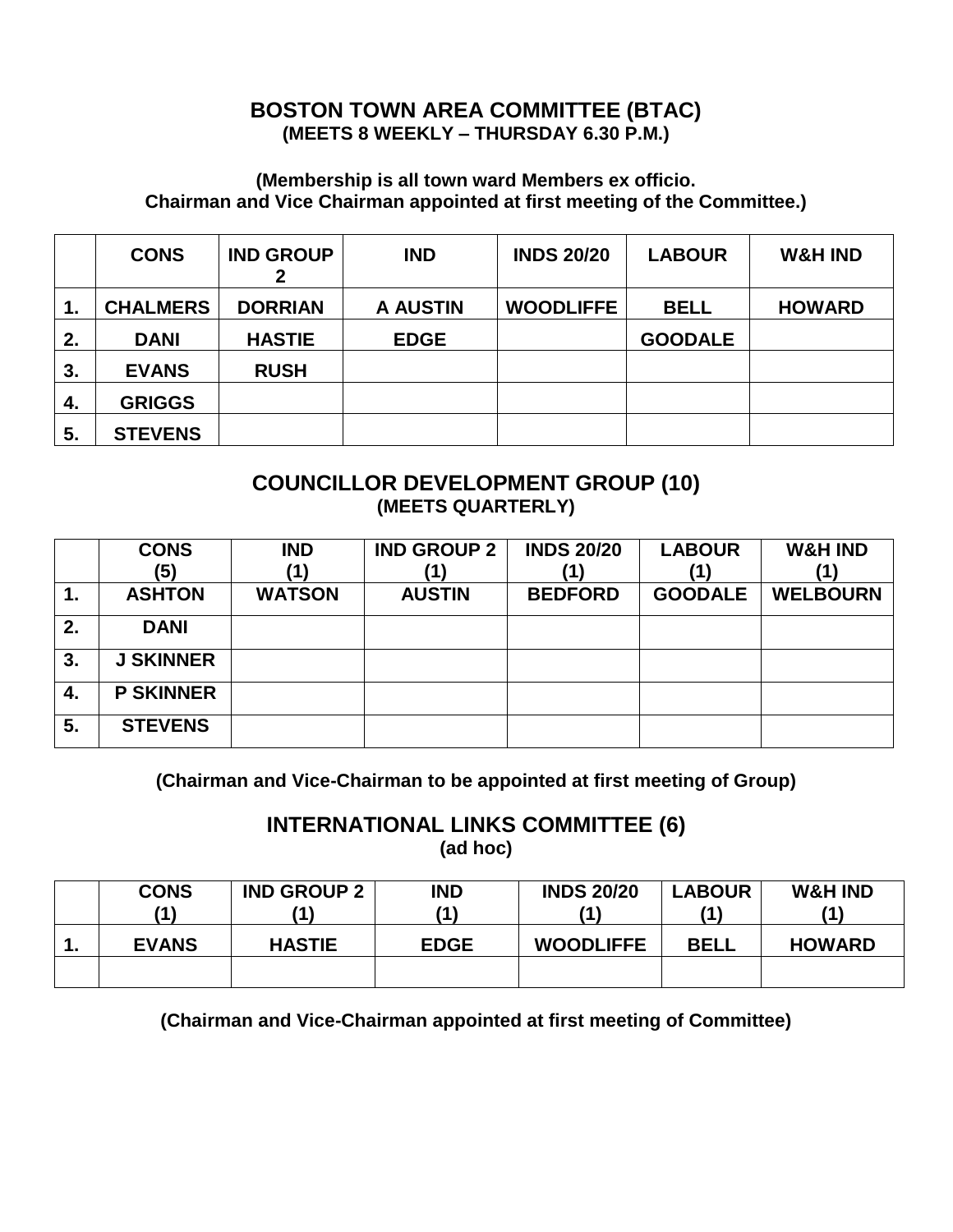## BOSTON TOWN AREA COMMITTEE (BTAC)
**(MEETS 8 WEEKLY – THURSDAY 6.30 P.M.)**

**(Membership is all town ward Members ex officio.**
**Chairman and Vice Chairman appointed at first meeting of the Committee.)**

| | CONS | IND GROUP 2 | IND | INDS 20/20 | LABOUR | W&H IND |
|---|---|---|---|---|---|---|
| 1. | CHALMERS | DORRIAN | A AUSTIN | WOODLIFFE | BELL | HOWARD |
| 2. | DANI | HASTIE | EDGE | | GOODALE | |
| 3. | EVANS | RUSH | | | | |
| 4. | GRIGGS | | | | | |
| 5. | STEVENS | | | | | |

## COUNCILLOR DEVELOPMENT GROUP (10)
**(MEETS QUARTERLY)**

| | CONS (5) | IND (1) | IND GROUP 2 (1) | INDS 20/20 (1) | LABOUR (1) | W&H IND (1) |
|---|---|---|---|---|---|---|
| 1. | ASHTON | WATSON | AUSTIN | BEDFORD | GOODALE | WELBOURN |
| 2. | DANI | | | | | |
| 3. | J SKINNER | | | | | |
| 4. | P SKINNER | | | | | |
| 5. | STEVENS | | | | | |

**(Chairman and Vice-Chairman to be appointed at first meeting of Group)**

## INTERNATIONAL LINKS COMMITTEE (6)
**(ad hoc)**

| | CONS (1) | IND GROUP 2 (1) | IND (1) | INDS 20/20 (1) | LABOUR (1) | W&H IND (1) |
|---|---|---|---|---|---|---|
| 1. | EVANS | HASTIE | EDGE | WOODLIFFE | BELL | HOWARD |
| | | | | | | |

**(Chairman and Vice-Chairman appointed at first meeting of Committee)**